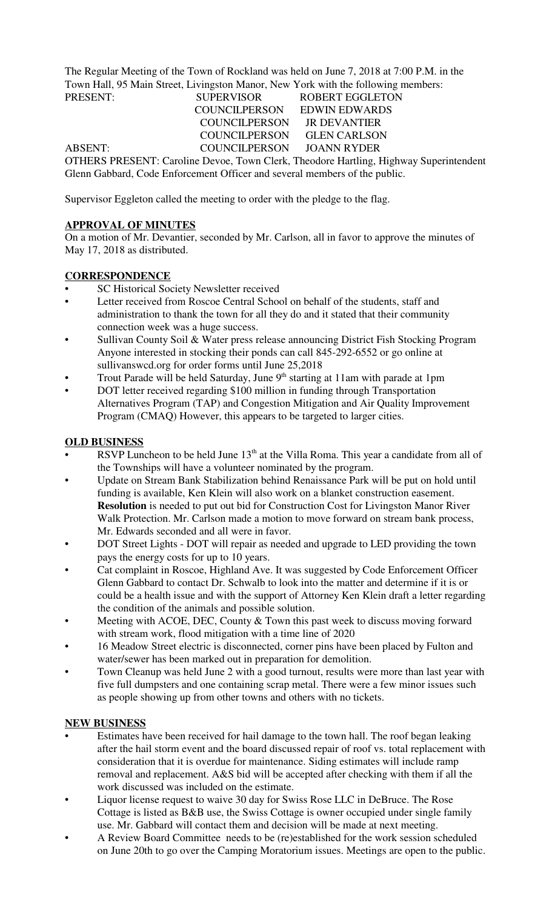The Regular Meeting of the Town of Rockland was held on June 7, 2018 at 7:00 P.M. in the Town Hall, 95 Main Street, Livingston Manor, New York with the following members:

| | | |
|---|---|---|
| PRESENT: | SUPERVISOR | ROBERT EGGLETON |
| | COUNCILPERSON | EDWIN EDWARDS |
| | COUNCILPERSON | JR DEVANTIER |
| | COUNCILPERSON | GLEN CARLSON |
| ABSENT: | COUNCILPERSON | JOANN RYDER |

OTHERS PRESENT: Caroline Devoe, Town Clerk, Theodore Hartling, Highway Superintendent Glenn Gabbard, Code Enforcement Officer and several members of the public.

Supervisor Eggleton called the meeting to order with the pledge to the flag.

## APPROVAL OF MINUTES

On a motion of Mr. Devantier, seconded by Mr. Carlson, all in favor to approve the minutes of May 17, 2018 as distributed.

## CORRESPONDENCE

- SC Historical Society Newsletter received
- Letter received from Roscoe Central School on behalf of the students, staff and administration to thank the town for all they do and it stated that their community connection week was a huge success.
- Sullivan County Soil & Water press release announcing District Fish Stocking Program Anyone interested in stocking their ponds can call 845-292-6552 or go online at sullivanswcd.org for order forms until June 25,2018
- Trout Parade will be held Saturday, June 9th starting at 11am with parade at 1pm
- DOT letter received regarding $100 million in funding through Transportation Alternatives Program (TAP) and Congestion Mitigation and Air Quality Improvement Program (CMAQ) However, this appears to be targeted to larger cities.

## OLD BUSINESS

- RSVP Luncheon to be held June 13th at the Villa Roma. This year a candidate from all of the Townships will have a volunteer nominated by the program.
- Update on Stream Bank Stabilization behind Renaissance Park will be put on hold until funding is available, Ken Klein will also work on a blanket construction easement. **Resolution** is needed to put out bid for Construction Cost for Livingston Manor River Walk Protection. Mr. Carlson made a motion to move forward on stream bank process, Mr. Edwards seconded and all were in favor.
- DOT Street Lights - DOT will repair as needed and upgrade to LED providing the town pays the energy costs for up to 10 years.
- Cat complaint in Roscoe, Highland Ave. It was suggested by Code Enforcement Officer Glenn Gabbard to contact Dr. Schwalb to look into the matter and determine if it is or could be a health issue and with the support of Attorney Ken Klein draft a letter regarding the condition of the animals and possible solution.
- Meeting with ACOE, DEC, County & Town this past week to discuss moving forward with stream work, flood mitigation with a time line of 2020
- 16 Meadow Street electric is disconnected, corner pins have been placed by Fulton and water/sewer has been marked out in preparation for demolition.
- Town Cleanup was held June 2 with a good turnout, results were more than last year with five full dumpsters and one containing scrap metal. There were a few minor issues such as people showing up from other towns and others with no tickets.

## NEW BUSINESS

- Estimates have been received for hail damage to the town hall. The roof began leaking after the hail storm event and the board discussed repair of roof vs. total replacement with consideration that it is overdue for maintenance. Siding estimates will include ramp removal and replacement. A&S bid will be accepted after checking with them if all the work discussed was included on the estimate.
- Liquor license request to waive 30 day for Swiss Rose LLC in DeBruce. The Rose Cottage is listed as B&B use, the Swiss Cottage is owner occupied under single family use. Mr. Gabbard will contact them and decision will be made at next meeting.
- A Review Board Committee needs to be (re)established for the work session scheduled on June 20th to go over the Camping Moratorium issues. Meetings are open to the public.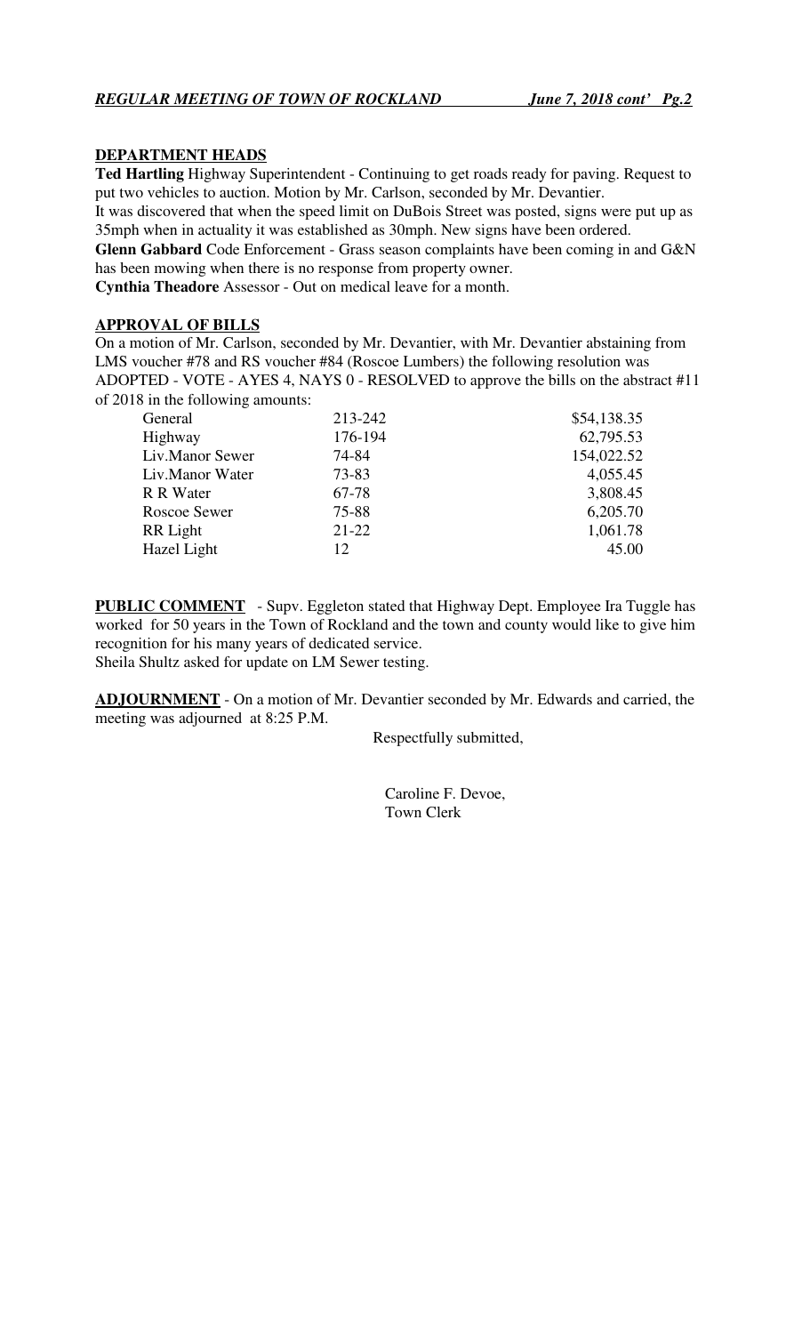## DEPARTMENT HEADS

**Ted Hartling** Highway Superintendent - Continuing to get roads ready for paving. Request to put two vehicles to auction. Motion by Mr. Carlson, seconded by Mr. Devantier.

It was discovered that when the speed limit on DuBois Street was posted, signs were put up as 35mph when in actuality it was established as 30mph. New signs have been ordered.

**Glenn Gabbard** Code Enforcement - Grass season complaints have been coming in and G&N has been mowing when there is no response from property owner.

**Cynthia Theadore** Assessor - Out on medical leave for a month.

## APPROVAL OF BILLS

On a motion of Mr. Carlson, seconded by Mr. Devantier, with Mr. Devantier abstaining from LMS voucher #78 and RS voucher #84 (Roscoe Lumbers) the following resolution was ADOPTED - VOTE - AYES 4, NAYS 0 - RESOLVED to approve the bills on the abstract #11 of 2018 in the following amounts:

| | | |
|---|---|---|
| General | 213-242 | $54,138.35 |
| Highway | 176-194 | 62,795.53 |
| Liv.Manor Sewer | 74-84 | 154,022.52 |
| Liv.Manor Water | 73-83 | 4,055.45 |
| R R Water | 67-78 | 3,808.45 |
| Roscoe Sewer | 75-88 | 6,205.70 |
| RR Light | 21-22 | 1,061.78 |
| Hazel Light | 12 | 45.00 |

**PUBLIC COMMENT** - Supv. Eggleton stated that Highway Dept. Employee Ira Tuggle has worked for 50 years in the Town of Rockland and the town and county would like to give him recognition for his many years of dedicated service.

Sheila Shultz asked for update on LM Sewer testing.

**ADJOURNMENT** - On a motion of Mr. Devantier seconded by Mr. Edwards and carried, the meeting was adjourned at 8:25 P.M.

Respectfully submitted,

Caroline F. Devoe,
Town Clerk